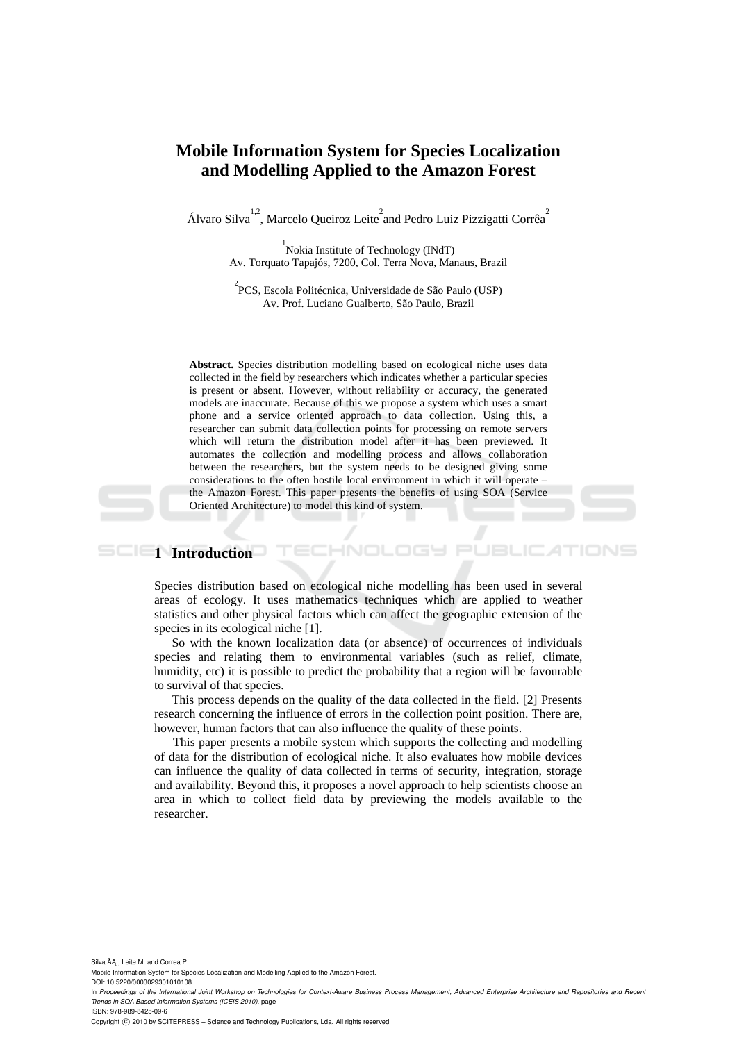# Mobile Information System for Species Localization and Modelling Applied to the Amazon Forest

Álvaro Silva[1,2], Marcelo Queiroz Leite[2] and Pedro Luiz Pizzigatti Corrêa[2]

[1]Nokia Institute of Technology (INdT)
Av. Torquato Tapajós, 7200, Col. Terra Nova, Manaus, Brazil

[2]PCS, Escola Politécnica, Universidade de São Paulo (USP)
Av. Prof. Luciano Gualberto, São Paulo, Brazil

**Abstract.** Species distribution modelling based on ecological niche uses data collected in the field by researchers which indicates whether a particular species is present or absent. However, without reliability or accuracy, the generated models are inaccurate. Because of this we propose a system which uses a smart phone and a service oriented approach to data collection. Using this, a researcher can submit data collection points for processing on remote servers which will return the distribution model after it has been previewed. It automates the collection and modelling process and allows collaboration between the researchers, but the system needs to be designed giving some considerations to the often hostile local environment in which it will operate – the Amazon Forest. This paper presents the benefits of using SOA (Service Oriented Architecture) to model this kind of system.

## 1 Introduction

Species distribution based on ecological niche modelling has been used in several areas of ecology. It uses mathematics techniques which are applied to weather statistics and other physical factors which can affect the geographic extension of the species in its ecological niche [1].

So with the known localization data (or absence) of occurrences of individuals species and relating them to environmental variables (such as relief, climate, humidity, etc) it is possible to predict the probability that a region will be favourable to survival of that species.

This process depends on the quality of the data collected in the field. [2] Presents research concerning the influence of errors in the collection point position. There are, however, human factors that can also influence the quality of these points.

This paper presents a mobile system which supports the collecting and modelling of data for the distribution of ecological niche. It also evaluates how mobile devices can influence the quality of data collected in terms of security, integration, storage and availability. Beyond this, it proposes a novel approach to help scientists choose an area in which to collect field data by previewing the models available to the researcher.

Silva ÃĄ., Leite M. and Correa P.
Mobile Information System for Species Localization and Modelling Applied to the Amazon Forest.
DOI: 10.5220/0003029301010108
In *Proceedings of the International Joint Workshop on Technologies for Context-Aware Business Process Management, Advanced Enterprise Architecture and Repositories and Recent Trends in SOA Based Information Systems (ICEIS 2010)*, page
ISBN: 978-989-8425-09-6
Copyright © 2010 by SCITEPRESS – Science and Technology Publications, Lda. All rights reserved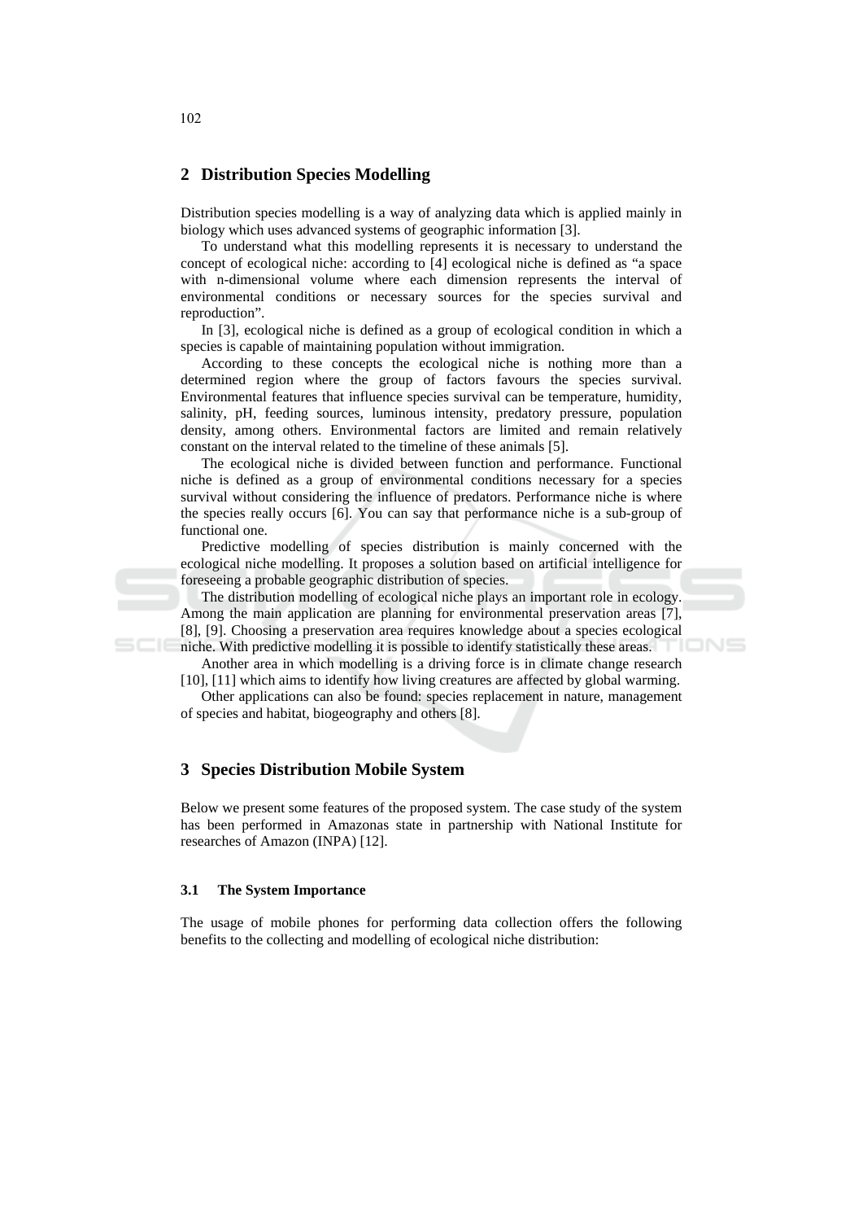## 2 Distribution Species Modelling

Distribution species modelling is a way of analyzing data which is applied mainly in biology which uses advanced systems of geographic information [3].

To understand what this modelling represents it is necessary to understand the concept of ecological niche: according to [4] ecological niche is defined as "a space with n-dimensional volume where each dimension represents the interval of environmental conditions or necessary sources for the species survival and reproduction".

In [3], ecological niche is defined as a group of ecological condition in which a species is capable of maintaining population without immigration.

According to these concepts the ecological niche is nothing more than a determined region where the group of factors favours the species survival. Environmental features that influence species survival can be temperature, humidity, salinity, pH, feeding sources, luminous intensity, predatory pressure, population density, among others. Environmental factors are limited and remain relatively constant on the interval related to the timeline of these animals [5].

The ecological niche is divided between function and performance. Functional niche is defined as a group of environmental conditions necessary for a species survival without considering the influence of predators. Performance niche is where the species really occurs [6]. You can say that performance niche is a sub-group of functional one.

Predictive modelling of species distribution is mainly concerned with the ecological niche modelling. It proposes a solution based on artificial intelligence for foreseeing a probable geographic distribution of species.

The distribution modelling of ecological niche plays an important role in ecology. Among the main application are planning for environmental preservation areas [7], [8], [9]. Choosing a preservation area requires knowledge about a species ecological niche. With predictive modelling it is possible to identify statistically these areas.

Another area in which modelling is a driving force is in climate change research [10], [11] which aims to identify how living creatures are affected by global warming.

Other applications can also be found: species replacement in nature, management of species and habitat, biogeography and others [8].

## 3 Species Distribution Mobile System

Below we present some features of the proposed system. The case study of the system has been performed in Amazonas state in partnership with National Institute for researches of Amazon (INPA) [12].

### 3.1 The System Importance

The usage of mobile phones for performing data collection offers the following benefits to the collecting and modelling of ecological niche distribution: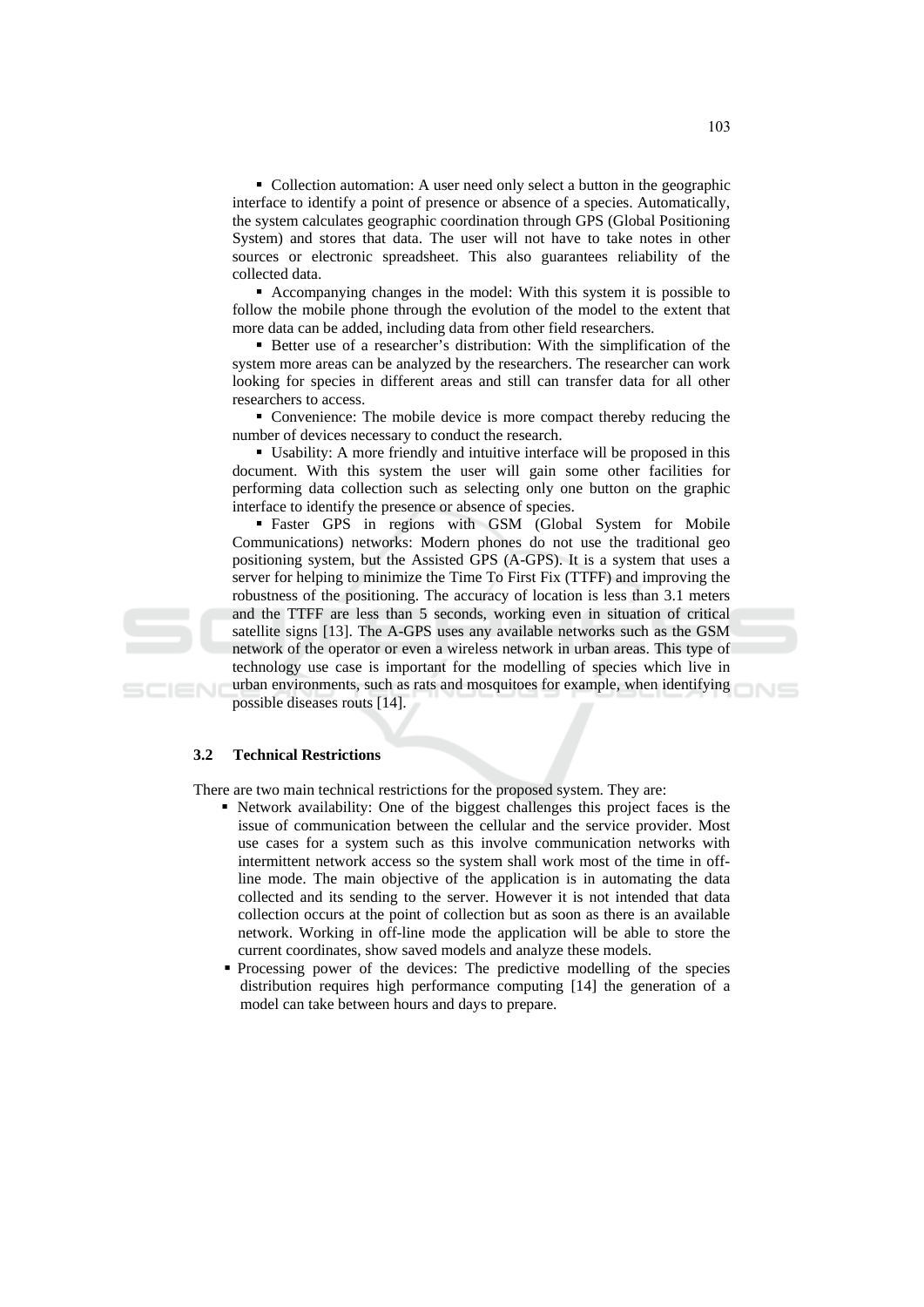- Collection automation: A user need only select a button in the geographic interface to identify a point of presence or absence of a species. Automatically, the system calculates geographic coordination through GPS (Global Positioning System) and stores that data. The user will not have to take notes in other sources or electronic spreadsheet. This also guarantees reliability of the collected data.
- Accompanying changes in the model: With this system it is possible to follow the mobile phone through the evolution of the model to the extent that more data can be added, including data from other field researchers.
- Better use of a researcher's distribution: With the simplification of the system more areas can be analyzed by the researchers. The researcher can work looking for species in different areas and still can transfer data for all other researchers to access.
- Convenience: The mobile device is more compact thereby reducing the number of devices necessary to conduct the research.
- Usability: A more friendly and intuitive interface will be proposed in this document. With this system the user will gain some other facilities for performing data collection such as selecting only one button on the graphic interface to identify the presence or absence of species.
- Faster GPS in regions with GSM (Global System for Mobile Communications) networks: Modern phones do not use the traditional geo positioning system, but the Assisted GPS (A-GPS). It is a system that uses a server for helping to minimize the Time To First Fix (TTFF) and improving the robustness of the positioning. The accuracy of location is less than 3.1 meters and the TTFF are less than 5 seconds, working even in situation of critical satellite signs [13]. The A-GPS uses any available networks such as the GSM network of the operator or even a wireless network in urban areas. This type of technology use case is important for the modelling of species which live in urban environments, such as rats and mosquitoes for example, when identifying possible diseases routs [14].

### 3.2 Technical Restrictions

There are two main technical restrictions for the proposed system. They are:

- Network availability: One of the biggest challenges this project faces is the issue of communication between the cellular and the service provider. Most use cases for a system such as this involve communication networks with intermittent network access so the system shall work most of the time in off-line mode. The main objective of the application is in automating the data collected and its sending to the server. However it is not intended that data collection occurs at the point of collection but as soon as there is an available network. Working in off-line mode the application will be able to store the current coordinates, show saved models and analyze these models.
- Processing power of the devices: The predictive modelling of the species distribution requires high performance computing [14] the generation of a model can take between hours and days to prepare.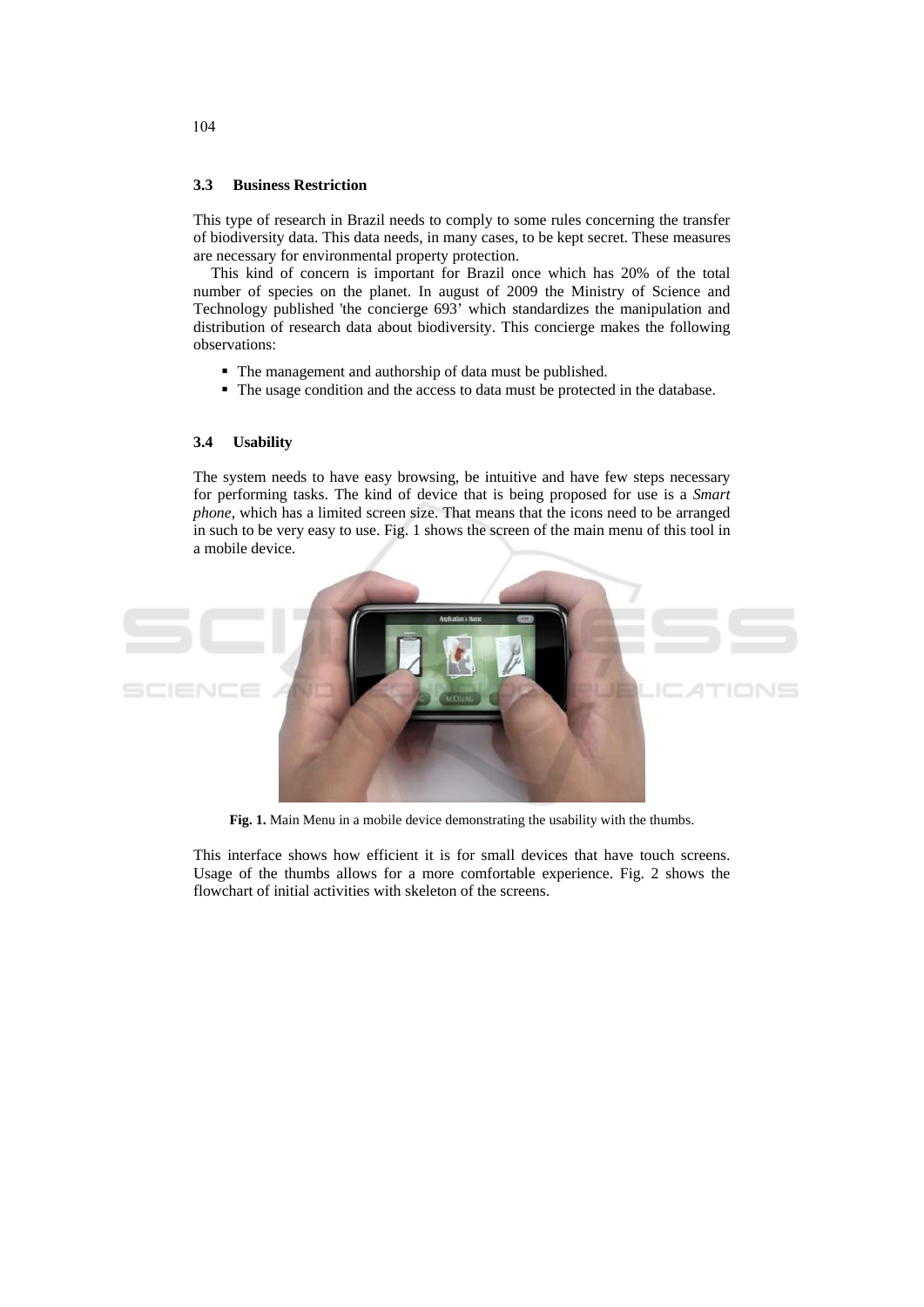### 3.3 Business Restriction

This type of research in Brazil needs to comply to some rules concerning the transfer of biodiversity data. This data needs, in many cases, to be kept secret. These measures are necessary for environmental property protection.

This kind of concern is important for Brazil once which has 20% of the total number of species on the planet. In august of 2009 the Ministry of Science and Technology published 'the concierge 693' which standardizes the manipulation and distribution of research data about biodiversity. This concierge makes the following observations:

- The management and authorship of data must be published.
- The usage condition and the access to data must be protected in the database.

### 3.4 Usability

The system needs to have easy browsing, be intuitive and have few steps necessary for performing tasks. The kind of device that is being proposed for use is a *Smart phone*, which has a limited screen size. That means that the icons need to be arranged in such to be very easy to use. Fig. 1 shows the screen of the main menu of this tool in a mobile device.

**Fig. 1.** Main Menu in a mobile device demonstrating the usability with the thumbs.

This interface shows how efficient it is for small devices that have touch screens. Usage of the thumbs allows for a more comfortable experience. Fig. 2 shows the flowchart of initial activities with skeleton of the screens.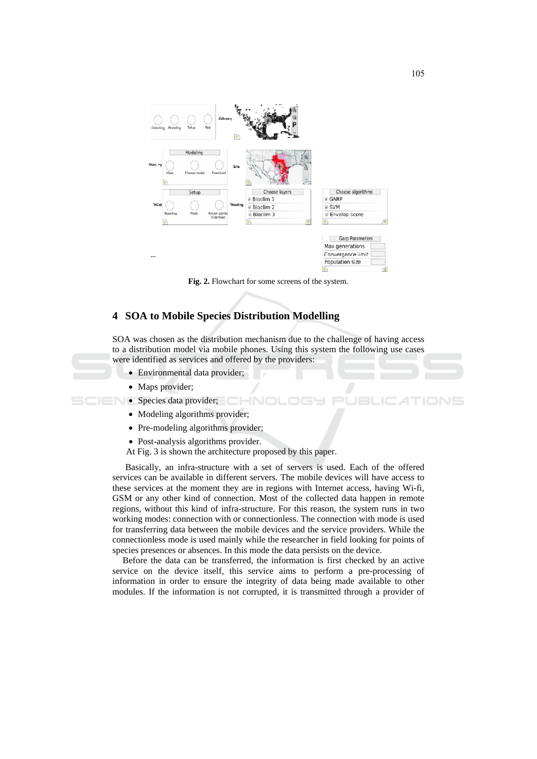Fig. 2. Flowchart for some screens of the system.

## 4 SOA to Mobile Species Distribution Modelling

SOA was chosen as the distribution mechanism due to the challenge of having access to a distribution model via mobile phones. Using this system the following use cases were identified as services and offered by the providers:

- Environmental data provider;
- Maps provider;
- Species data provider;
- Modeling algorithms provider;
- Pre-modeling algorithms provider;
- Post-analysis algorithms provider.

At Fig. 3 is shown the architecture proposed by this paper.

Basically, an infra-structure with a set of servers is used. Each of the offered services can be available in different servers. The mobile devices will have access to these services at the moment they are in regions with Internet access, having Wi-fi, GSM or any other kind of connection. Most of the collected data happen in remote regions, without this kind of infra-structure. For this reason, the system runs in two working modes: connection with or connectionless. The connection with mode is used for transferring data between the mobile devices and the service providers. While the connectionless mode is used mainly while the researcher in field looking for points of species presences or absences. In this mode the data persists on the device.

Before the data can be transferred, the information is first checked by an active service on the device itself, this service aims to perform a pre-processing of information in order to ensure the integrity of data being made available to other modules. If the information is not corrupted, it is transmitted through a provider of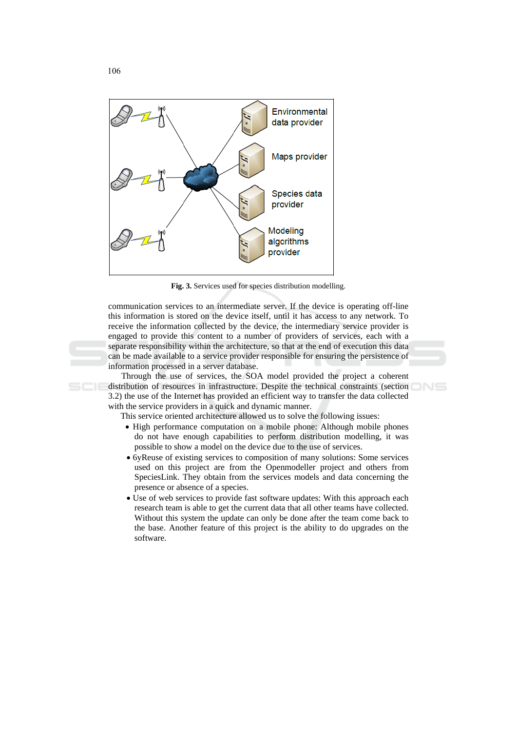**Fig. 3.** Services used for species distribution modelling.

communication services to an intermediate server. If the device is operating off-line this information is stored on the device itself, until it has access to any network. To receive the information collected by the device, the intermediary service provider is engaged to provide this content to a number of providers of services, each with a separate responsibility within the architecture, so that at the end of execution this data can be made available to a service provider responsible for ensuring the persistence of information processed in a server database.

Through the use of services, the SOA model provided the project a coherent distribution of resources in infrastructure. Despite the technical constraints (section 3.2) the use of the Internet has provided an efficient way to transfer the data collected with the service providers in a quick and dynamic manner.

This service oriented architecture allowed us to solve the following issues:

- High performance computation on a mobile phone: Although mobile phones do not have enough capabilities to perform distribution modelling, it was possible to show a model on the device due to the use of services.
- 6yReuse of existing services to composition of many solutions: Some services used on this project are from the Openmodeller project and others from SpeciesLink. They obtain from the services models and data concerning the presence or absence of a species.
- Use of web services to provide fast software updates: With this approach each research team is able to get the current data that all other teams have collected. Without this system the update can only be done after the team come back to the base. Another feature of this project is the ability to do upgrades on the software.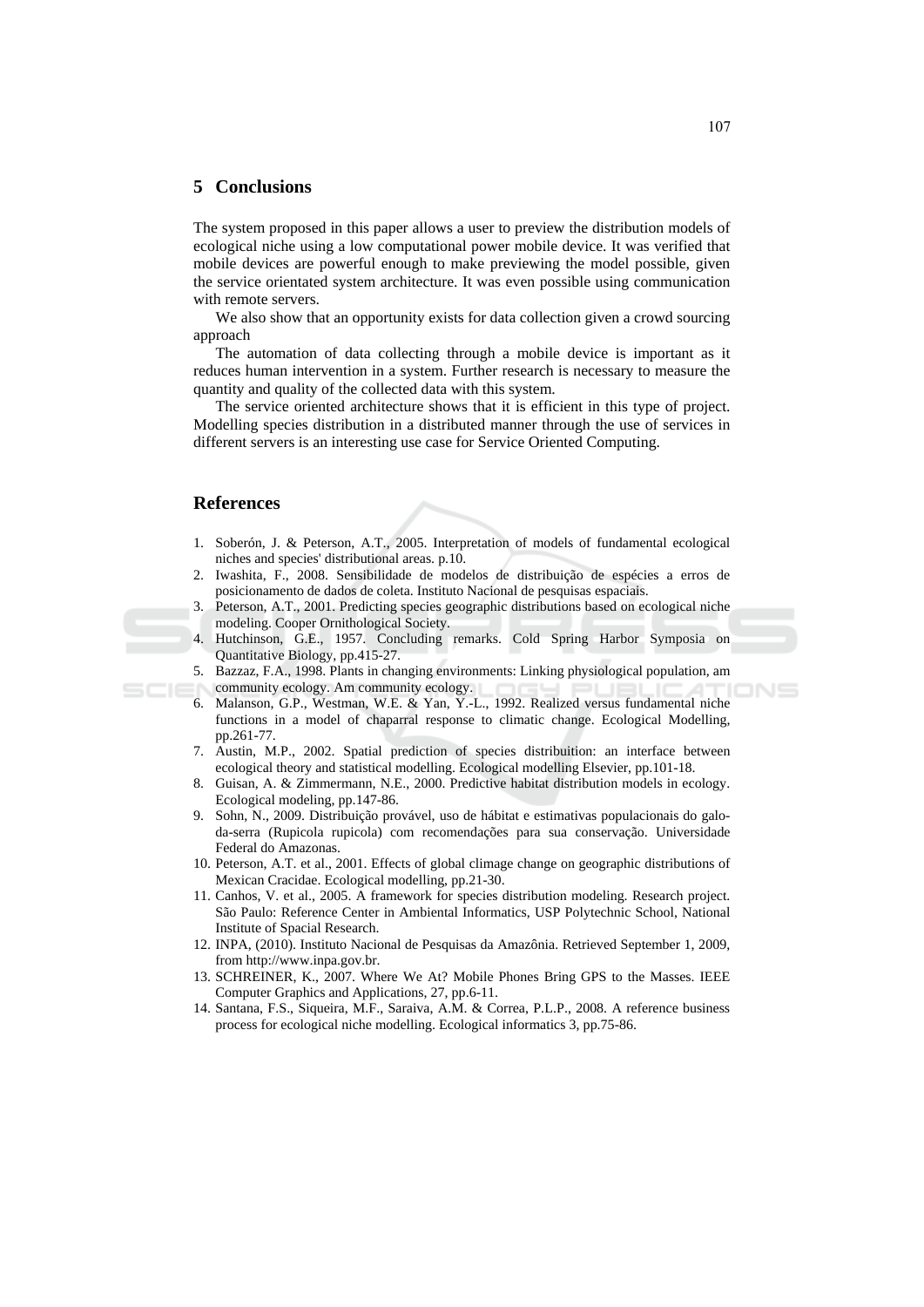## 5 Conclusions

The system proposed in this paper allows a user to preview the distribution models of ecological niche using a low computational power mobile device. It was verified that mobile devices are powerful enough to make previewing the model possible, given the service orientated system architecture. It was even possible using communication with remote servers.

We also show that an opportunity exists for data collection given a crowd sourcing approach

The automation of data collecting through a mobile device is important as it reduces human intervention in a system. Further research is necessary to measure the quantity and quality of the collected data with this system.

The service oriented architecture shows that it is efficient in this type of project. Modelling species distribution in a distributed manner through the use of services in different servers is an interesting use case for Service Oriented Computing.

## References

1. Soberón, J. & Peterson, A.T., 2005. Interpretation of models of fundamental ecological niches and species' distributional areas. p.10.
2. Iwashita, F., 2008. Sensibilidade de modelos de distribuição de espécies a erros de posicionamento de dados de coleta. Instituto Nacional de pesquisas espaciais.
3. Peterson, A.T., 2001. Predicting species geographic distributions based on ecological niche modeling. Cooper Ornithological Society.
4. Hutchinson, G.E., 1957. Concluding remarks. Cold Spring Harbor Symposia on Quantitative Biology, pp.415-27.
5. Bazzaz, F.A., 1998. Plants in changing environments: Linking physiological population, am community ecology. Am community ecology.
6. Malanson, G.P., Westman, W.E. & Yan, Y.-L., 1992. Realized versus fundamental niche functions in a model of chaparral response to climatic change. Ecological Modelling, pp.261-77.
7. Austin, M.P., 2002. Spatial prediction of species distribuition: an interface between ecological theory and statistical modelling. Ecological modelling Elsevier, pp.101-18.
8. Guisan, A. & Zimmermann, N.E., 2000. Predictive habitat distribution models in ecology. Ecological modeling, pp.147-86.
9. Sohn, N., 2009. Distribuição provável, uso de hábitat e estimativas populacionais do galo-da-serra (Rupicola rupicola) com recomendações para sua conservação. Universidade Federal do Amazonas.
10. Peterson, A.T. et al., 2001. Effects of global climage change on geographic distributions of Mexican Cracidae. Ecological modelling, pp.21-30.
11. Canhos, V. et al., 2005. A framework for species distribution modeling. Research project. São Paulo: Reference Center in Ambiental Informatics, USP Polytechnic School, National Institute of Spacial Research.
12. INPA, (2010). Instituto Nacional de Pesquisas da Amazônia. Retrieved September 1, 2009, from http://www.inpa.gov.br.
13. SCHREINER, K., 2007. Where We At? Mobile Phones Bring GPS to the Masses. IEEE Computer Graphics and Applications, 27, pp.6-11.
14. Santana, F.S., Siqueira, M.F., Saraiva, A.M. & Correa, P.L.P., 2008. A reference business process for ecological niche modelling. Ecological informatics 3, pp.75-86.